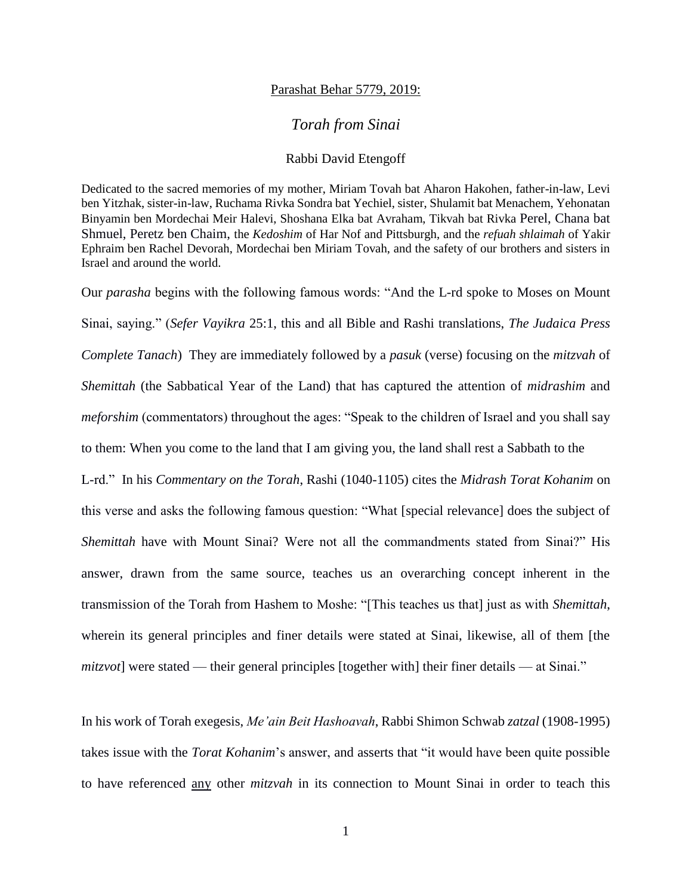Parashat Behar 5779, 2019:

# *Torah from Sinai*

Rabbi David Etengoff

Dedicated to the sacred memories of my mother, Miriam Tovah bat Aharon Hakohen, father-in-law, Levi ben Yitzhak, sister-in-law, Ruchama Rivka Sondra bat Yechiel, sister, Shulamit bat Menachem, Yehonatan Binyamin ben Mordechai Meir Halevi, Shoshana Elka bat Avraham, Tikvah bat Rivka Perel, Chana bat Shmuel, Peretz ben Chaim, the *Kedoshim* of Har Nof and Pittsburgh, and the *refuah shlaimah* of Yakir Ephraim ben Rachel Devorah, Mordechai ben Miriam Tovah, and the safety of our brothers and sisters in Israel and around the world.

Our *parasha* begins with the following famous words: "And the L-rd spoke to Moses on Mount Sinai, saying." (*Sefer Vayikra* 25:1, this and all Bible and Rashi translations, *The Judaica Press Complete Tanach*) They are immediately followed by a *pasuk* (verse) focusing on the *mitzvah* of *Shemittah* (the Sabbatical Year of the Land) that has captured the attention of *midrashim* and *meforshim* (commentators) throughout the ages: "Speak to the children of Israel and you shall say to them: When you come to the land that I am giving you, the land shall rest a Sabbath to the L-rd." In his *Commentary on the Torah*, Rashi (1040-1105) cites the *Midrash Torat Kohanim* on this verse and asks the following famous question: "What [special relevance] does the subject of *Shemittah* have with Mount Sinai? Were not all the commandments stated from Sinai?" His answer, drawn from the same source, teaches us an overarching concept inherent in the transmission of the Torah from Hashem to Moshe: "[This teaches us that] just as with *Shemittah*, wherein its general principles and finer details were stated at Sinai, likewise, all of them [the *mitzvot*] were stated — their general principles [together with] their finer details — at Sinai."

In his work of Torah exegesis, *Me'ain Beit Hashoavah*, Rabbi Shimon Schwab *zatzal* (1908-1995) takes issue with the *Torat Kohanim*'s answer, and asserts that "it would have been quite possible to have referenced any other *mitzvah* in its connection to Mount Sinai in order to teach this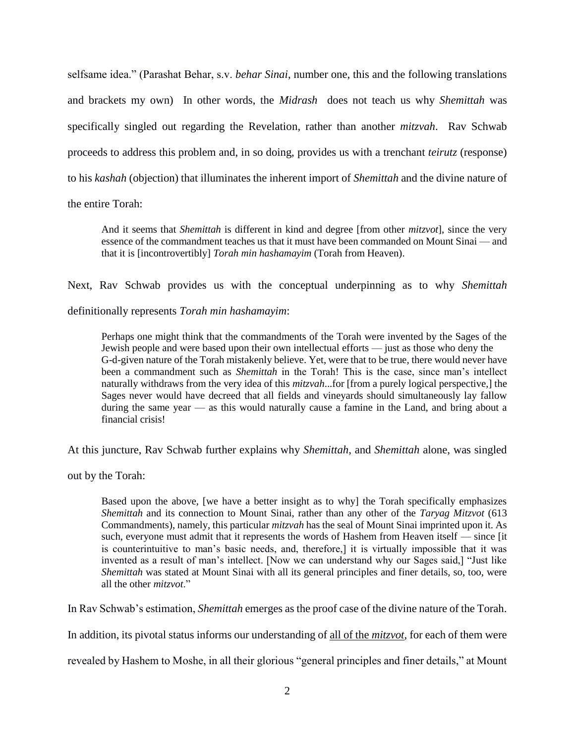selfsame idea." (Parashat Behar, s.v. *behar Sinai*, number one, this and the following translations and brackets my own) In other words, the *Midrash* does not teach us why *Shemittah* was specifically singled out regarding the Revelation, rather than another *mitzvah*. Rav Schwab proceeds to address this problem and, in so doing, provides us with a trenchant *teirutz* (response) to his *kashah* (objection) that illuminates the inherent import of *Shemittah* and the divine nature of the entire Torah:

> And it seems that *Shemittah* is different in kind and degree [from other *mitzvot*], since the very essence of the commandment teaches us that it must have been commanded on Mount Sinai — and that it is [incontrovertibly] *Torah min hashamayim* (Torah from Heaven).

Next, Rav Schwab provides us with the conceptual underpinning as to why *Shemittah* definitionally represents *Torah min hashamayim*:

> Perhaps one might think that the commandments of the Torah were invented by the Sages of the Jewish people and were based upon their own intellectual efforts — just as those who deny the G-d-given nature of the Torah mistakenly believe. Yet, were that to be true, there would never have been a commandment such as *Shemittah* in the Torah! This is the case, since man's intellect naturally withdraws from the very idea of this *mitzvah*...for [from a purely logical perspective,] the Sages never would have decreed that all fields and vineyards should simultaneously lay fallow during the same year — as this would naturally cause a famine in the Land, and bring about a financial crisis!

At this juncture, Rav Schwab further explains why *Shemittah*, and *Shemittah* alone, was singled out by the Torah:

> Based upon the above, [we have a better insight as to why] the Torah specifically emphasizes *Shemittah* and its connection to Mount Sinai, rather than any other of the *Taryag Mitzvot* (613 Commandments), namely, this particular *mitzvah* has the seal of Mount Sinai imprinted upon it. As such, everyone must admit that it represents the words of Hashem from Heaven itself — since [it is counterintuitive to man's basic needs, and, therefore,] it is virtually impossible that it was invented as a result of man's intellect. [Now we can understand why our Sages said,] "Just like *Shemittah* was stated at Mount Sinai with all its general principles and finer details, so, too, were all the other *mitzvot*."

In Rav Schwab's estimation, *Shemittah* emerges as the proof case of the divine nature of the Torah. In addition, its pivotal status informs our understanding of <u>all of the *mitzvot*</u>, for each of them were revealed by Hashem to Moshe, in all their glorious "general principles and finer details," at Mount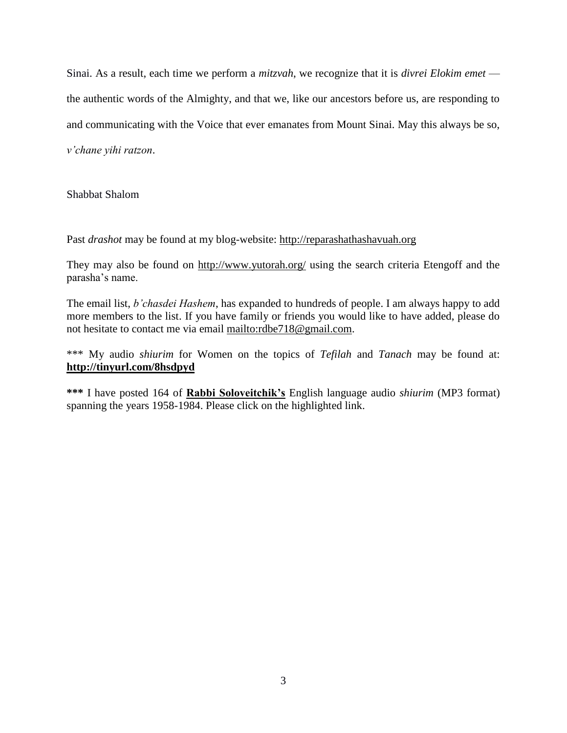Sinai. As a result, each time we perform a *mitzvah*, we recognize that it is *divrei Elokim emet* — the authentic words of the Almighty, and that we, like our ancestors before us, are responding to and communicating with the Voice that ever emanates from Mount Sinai. May this always be so, *v'chane yihi ratzon*.

Shabbat Shalom

Past *drashot* may be found at my blog-website: http://reparashathashavuah.org

They may also be found on http://www.yutorah.org/ using the search criteria Etengoff and the parasha's name.

The email list, *b'chasdei Hashem*, has expanded to hundreds of people. I am always happy to add more members to the list. If you have family or friends you would like to have added, please do not hesitate to contact me via email mailto:rdbe718@gmail.com.

*** My audio *shiurim* for Women on the topics of *Tefilah* and *Tanach* may be found at: **http://tinyurl.com/8hsdpyd**

**\*\*\*** I have posted 164 of **Rabbi Soloveitchik's** English language audio *shiurim* (MP3 format) spanning the years 1958-1984. Please click on the highlighted link.